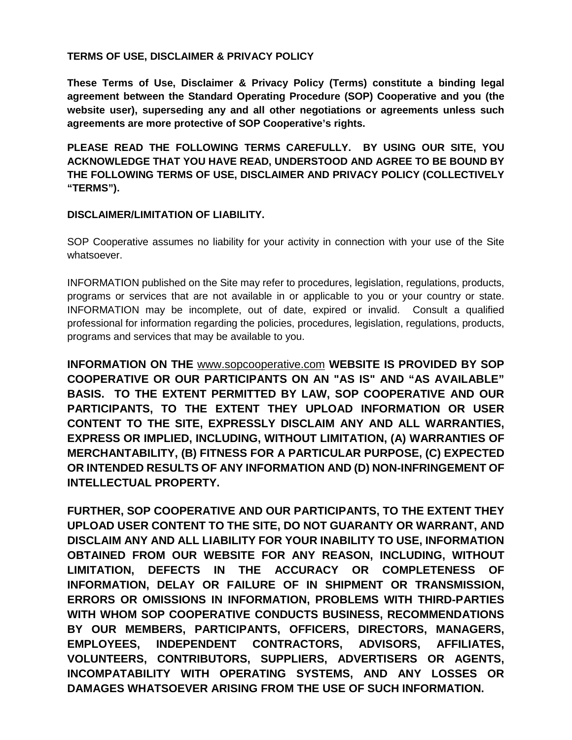**TERMS OF USE, DISCLAIMER & PRIVACY POLICY**

**These Terms of Use, Disclaimer & Privacy Policy (Terms) constitute a binding legal agreement between the Standard Operating Procedure (SOP) Cooperative and you (the website user), superseding any and all other negotiations or agreements unless such agreements are more protective of SOP Cooperative's rights.**

**PLEASE READ THE FOLLOWING TERMS CAREFULLY. BY USING OUR SITE, YOU ACKNOWLEDGE THAT YOU HAVE READ, UNDERSTOOD AND AGREE TO BE BOUND BY THE FOLLOWING TERMS OF USE, DISCLAIMER AND PRIVACY POLICY (COLLECTIVELY "TERMS").**

**DISCLAIMER/LIMITATION OF LIABILITY.**

SOP Cooperative assumes no liability for your activity in connection with your use of the Site whatsoever.

INFORMATION published on the Site may refer to procedures, legislation, regulations, products, programs or services that are not available in or applicable to you or your country or state. INFORMATION may be incomplete, out of date, expired or invalid. Consult a qualified professional for information regarding the policies, procedures, legislation, regulations, products, programs and services that may be available to you.

**INFORMATION ON THE** www.sopcooperative.com **WEBSITE IS PROVIDED BY SOP COOPERATIVE OR OUR PARTICIPANTS ON AN "AS IS" AND "AS AVAILABLE" BASIS. TO THE EXTENT PERMITTED BY LAW, SOP COOPERATIVE AND OUR PARTICIPANTS, TO THE EXTENT THEY UPLOAD INFORMATION OR USER CONTENT TO THE SITE, EXPRESSLY DISCLAIM ANY AND ALL WARRANTIES, EXPRESS OR IMPLIED, INCLUDING, WITHOUT LIMITATION, (A) WARRANTIES OF MERCHANTABILITY, (B) FITNESS FOR A PARTICULAR PURPOSE, (C) EXPECTED OR INTENDED RESULTS OF ANY INFORMATION AND (D) NON-INFRINGEMENT OF INTELLECTUAL PROPERTY.**

**FURTHER, SOP COOPERATIVE AND OUR PARTICIPANTS, TO THE EXTENT THEY UPLOAD USER CONTENT TO THE SITE, DO NOT GUARANTY OR WARRANT, AND DISCLAIM ANY AND ALL LIABILITY FOR YOUR INABILITY TO USE, INFORMATION OBTAINED FROM OUR WEBSITE FOR ANY REASON, INCLUDING, WITHOUT LIMITATION, DEFECTS IN THE ACCURACY OR COMPLETENESS OF INFORMATION, DELAY OR FAILURE OF IN SHIPMENT OR TRANSMISSION, ERRORS OR OMISSIONS IN INFORMATION, PROBLEMS WITH THIRD-PARTIES WITH WHOM SOP COOPERATIVE CONDUCTS BUSINESS, RECOMMENDATIONS BY OUR MEMBERS, PARTICIPANTS, OFFICERS, DIRECTORS, MANAGERS, EMPLOYEES, INDEPENDENT CONTRACTORS, ADVISORS, AFFILIATES, VOLUNTEERS, CONTRIBUTORS, SUPPLIERS, ADVERTISERS OR AGENTS, INCOMPATABILITY WITH OPERATING SYSTEMS, AND ANY LOSSES OR DAMAGES WHATSOEVER ARISING FROM THE USE OF SUCH INFORMATION.**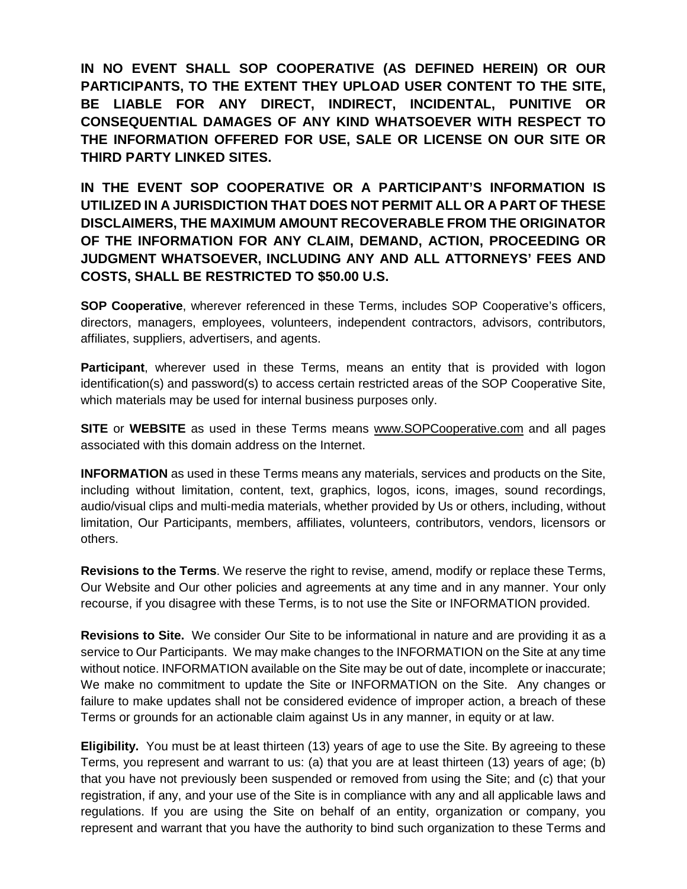**IN NO EVENT SHALL SOP COOPERATIVE (AS DEFINED HEREIN) OR OUR PARTICIPANTS, TO THE EXTENT THEY UPLOAD USER CONTENT TO THE SITE, BE LIABLE FOR ANY DIRECT, INDIRECT, INCIDENTAL, PUNITIVE OR CONSEQUENTIAL DAMAGES OF ANY KIND WHATSOEVER WITH RESPECT TO THE INFORMATION OFFERED FOR USE, SALE OR LICENSE ON OUR SITE OR THIRD PARTY LINKED SITES.**

**IN THE EVENT SOP COOPERATIVE OR A PARTICIPANT'S INFORMATION IS UTILIZED IN A JURISDICTION THAT DOES NOT PERMIT ALL OR A PART OF THESE DISCLAIMERS, THE MAXIMUM AMOUNT RECOVERABLE FROM THE ORIGINATOR OF THE INFORMATION FOR ANY CLAIM, DEMAND, ACTION, PROCEEDING OR JUDGMENT WHATSOEVER, INCLUDING ANY AND ALL ATTORNEYS' FEES AND COSTS, SHALL BE RESTRICTED TO $50.00 U.S.**

**SOP Cooperative**, wherever referenced in these Terms, includes SOP Cooperative's officers, directors, managers, employees, volunteers, independent contractors, advisors, contributors, affiliates, suppliers, advertisers, and agents.

**Participant**, wherever used in these Terms, means an entity that is provided with logon identification(s) and password(s) to access certain restricted areas of the SOP Cooperative Site, which materials may be used for internal business purposes only.

**SITE** or **WEBSITE** as used in these Terms means www.SOPCooperative.com and all pages associated with this domain address on the Internet.

**INFORMATION** as used in these Terms means any materials, services and products on the Site, including without limitation, content, text, graphics, logos, icons, images, sound recordings, audio/visual clips and multi-media materials, whether provided by Us or others, including, without limitation, Our Participants, members, affiliates, volunteers, contributors, vendors, licensors or others.

**Revisions to the Terms**. We reserve the right to revise, amend, modify or replace these Terms, Our Website and Our other policies and agreements at any time and in any manner. Your only recourse, if you disagree with these Terms, is to not use the Site or INFORMATION provided.

**Revisions to Site.** We consider Our Site to be informational in nature and are providing it as a service to Our Participants. We may make changes to the INFORMATION on the Site at any time without notice. INFORMATION available on the Site may be out of date, incomplete or inaccurate; We make no commitment to update the Site or INFORMATION on the Site. Any changes or failure to make updates shall not be considered evidence of improper action, a breach of these Terms or grounds for an actionable claim against Us in any manner, in equity or at law.

**Eligibility.** You must be at least thirteen (13) years of age to use the Site. By agreeing to these Terms, you represent and warrant to us: (a) that you are at least thirteen (13) years of age; (b) that you have not previously been suspended or removed from using the Site; and (c) that your registration, if any, and your use of the Site is in compliance with any and all applicable laws and regulations. If you are using the Site on behalf of an entity, organization or company, you represent and warrant that you have the authority to bind such organization to these Terms and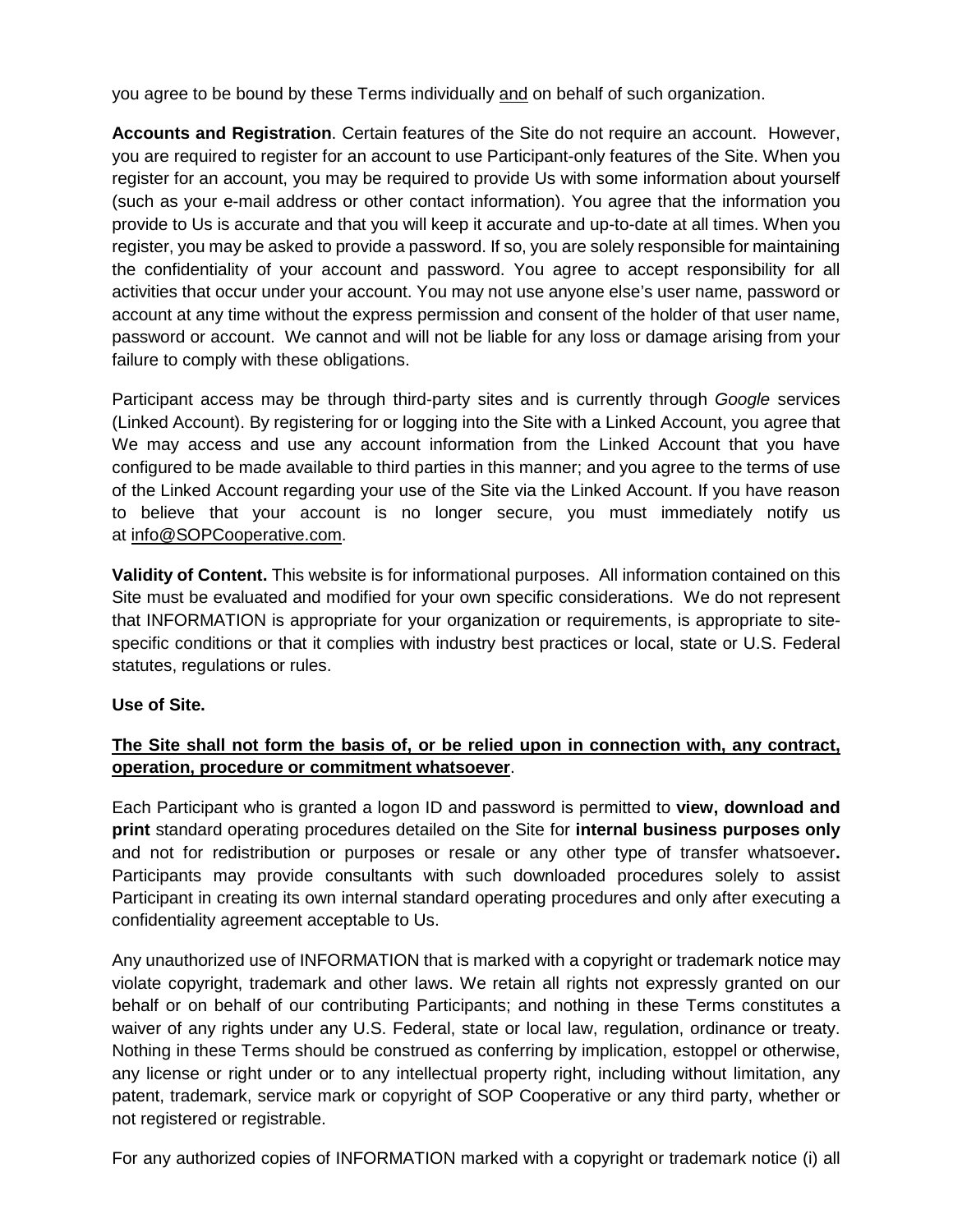you agree to be bound by these Terms individually <u>and</u> on behalf of such organization.

**Accounts and Registration**. Certain features of the Site do not require an account. However, you are required to register for an account to use Participant-only features of the Site. When you register for an account, you may be required to provide Us with some information about yourself (such as your e-mail address or other contact information). You agree that the information you provide to Us is accurate and that you will keep it accurate and up-to-date at all times. When you register, you may be asked to provide a password. If so, you are solely responsible for maintaining the confidentiality of your account and password. You agree to accept responsibility for all activities that occur under your account. You may not use anyone else's user name, password or account at any time without the express permission and consent of the holder of that user name, password or account. We cannot and will not be liable for any loss or damage arising from your failure to comply with these obligations.

Participant access may be through third-party sites and is currently through *Google* services (Linked Account). By registering for or logging into the Site with a Linked Account, you agree that We may access and use any account information from the Linked Account that you have configured to be made available to third parties in this manner; and you agree to the terms of use of the Linked Account regarding your use of the Site via the Linked Account. If you have reason to believe that your account is no longer secure, you must immediately notify us at info@SOPCooperative.com.

**Validity of Content.** This website is for informational purposes. All information contained on this Site must be evaluated and modified for your own specific considerations. We do not represent that INFORMATION is appropriate for your organization or requirements, is appropriate to site-specific conditions or that it complies with industry best practices or local, state or U.S. Federal statutes, regulations or rules.

**Use of Site.**

**<u>The Site shall not form the basis of, or be relied upon in connection with, any contract, operation, procedure or commitment whatsoever</u>**.

Each Participant who is granted a logon ID and password is permitted to **view, download and print** standard operating procedures detailed on the Site for **internal business purposes only** and not for redistribution or purposes or resale or any other type of transfer whatsoever**.** Participants may provide consultants with such downloaded procedures solely to assist Participant in creating its own internal standard operating procedures and only after executing a confidentiality agreement acceptable to Us.

Any unauthorized use of INFORMATION that is marked with a copyright or trademark notice may violate copyright, trademark and other laws. We retain all rights not expressly granted on our behalf or on behalf of our contributing Participants; and nothing in these Terms constitutes a waiver of any rights under any U.S. Federal, state or local law, regulation, ordinance or treaty. Nothing in these Terms should be construed as conferring by implication, estoppel or otherwise, any license or right under or to any intellectual property right, including without limitation, any patent, trademark, service mark or copyright of SOP Cooperative or any third party, whether or not registered or registrable.

For any authorized copies of INFORMATION marked with a copyright or trademark notice (i) all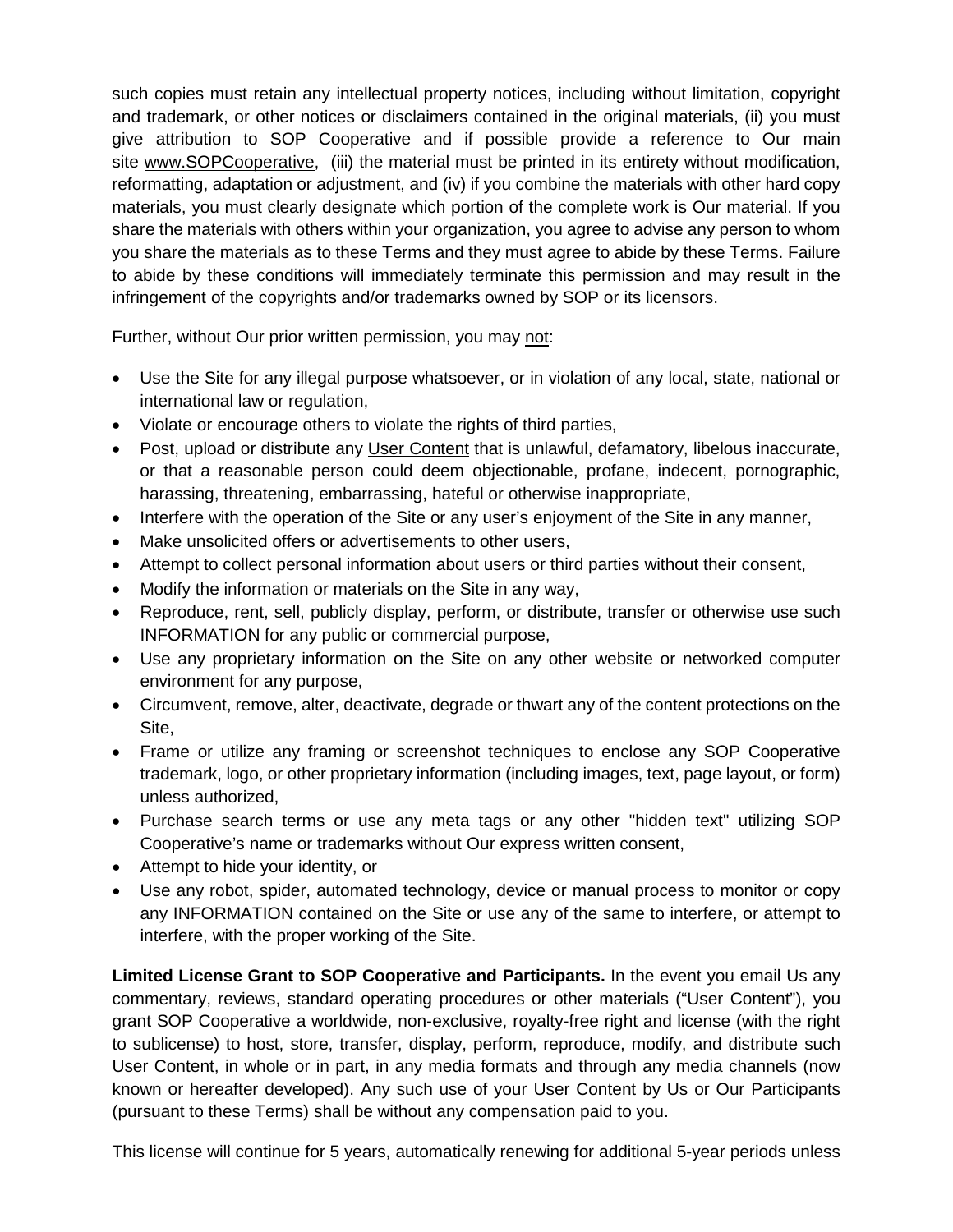such copies must retain any intellectual property notices, including without limitation, copyright and trademark, or other notices or disclaimers contained in the original materials, (ii) you must give attribution to SOP Cooperative and if possible provide a reference to Our main site www.SOPCooperative, (iii) the material must be printed in its entirety without modification, reformatting, adaptation or adjustment, and (iv) if you combine the materials with other hard copy materials, you must clearly designate which portion of the complete work is Our material. If you share the materials with others within your organization, you agree to advise any person to whom you share the materials as to these Terms and they must agree to abide by these Terms. Failure to abide by these conditions will immediately terminate this permission and may result in the infringement of the copyrights and/or trademarks owned by SOP or its licensors.

Further, without Our prior written permission, you may not:

- Use the Site for any illegal purpose whatsoever, or in violation of any local, state, national or international law or regulation,
- Violate or encourage others to violate the rights of third parties,
- Post, upload or distribute any User Content that is unlawful, defamatory, libelous inaccurate, or that a reasonable person could deem objectionable, profane, indecent, pornographic, harassing, threatening, embarrassing, hateful or otherwise inappropriate,
- Interfere with the operation of the Site or any user's enjoyment of the Site in any manner,
- Make unsolicited offers or advertisements to other users,
- Attempt to collect personal information about users or third parties without their consent,
- Modify the information or materials on the Site in any way,
- Reproduce, rent, sell, publicly display, perform, or distribute, transfer or otherwise use such INFORMATION for any public or commercial purpose,
- Use any proprietary information on the Site on any other website or networked computer environment for any purpose,
- Circumvent, remove, alter, deactivate, degrade or thwart any of the content protections on the Site,
- Frame or utilize any framing or screenshot techniques to enclose any SOP Cooperative trademark, logo, or other proprietary information (including images, text, page layout, or form) unless authorized,
- Purchase search terms or use any meta tags or any other "hidden text" utilizing SOP Cooperative's name or trademarks without Our express written consent,
- Attempt to hide your identity, or
- Use any robot, spider, automated technology, device or manual process to monitor or copy any INFORMATION contained on the Site or use any of the same to interfere, or attempt to interfere, with the proper working of the Site.

**Limited License Grant to SOP Cooperative and Participants.** In the event you email Us any commentary, reviews, standard operating procedures or other materials ("User Content"), you grant SOP Cooperative a worldwide, non-exclusive, royalty-free right and license (with the right to sublicense) to host, store, transfer, display, perform, reproduce, modify, and distribute such User Content, in whole or in part, in any media formats and through any media channels (now known or hereafter developed). Any such use of your User Content by Us or Our Participants (pursuant to these Terms) shall be without any compensation paid to you.

This license will continue for 5 years, automatically renewing for additional 5-year periods unless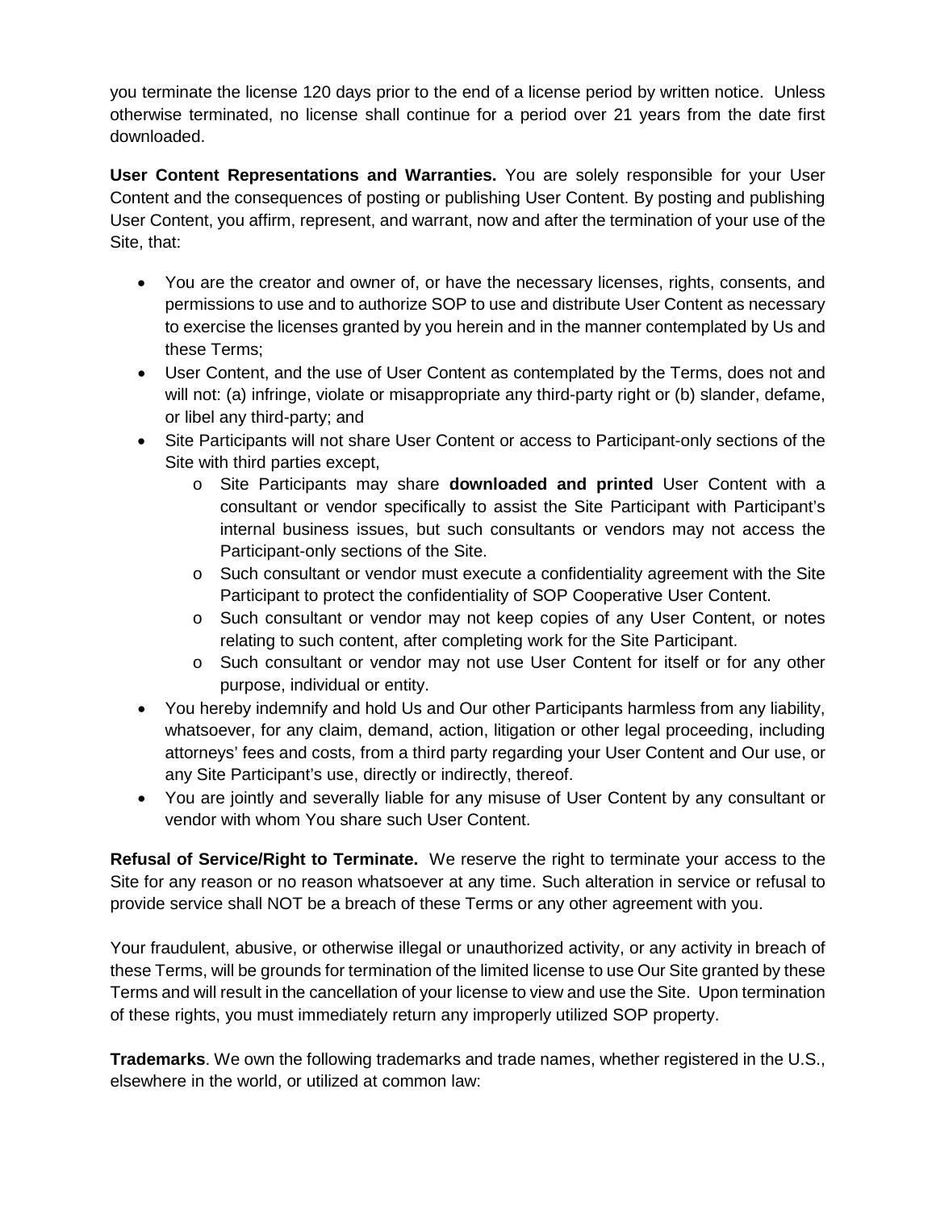you terminate the license 120 days prior to the end of a license period by written notice. Unless otherwise terminated, no license shall continue for a period over 21 years from the date first downloaded.

**User Content Representations and Warranties.** You are solely responsible for your User Content and the consequences of posting or publishing User Content. By posting and publishing User Content, you affirm, represent, and warrant, now and after the termination of your use of the Site, that:

- You are the creator and owner of, or have the necessary licenses, rights, consents, and permissions to use and to authorize SOP to use and distribute User Content as necessary to exercise the licenses granted by you herein and in the manner contemplated by Us and these Terms;
- User Content, and the use of User Content as contemplated by the Terms, does not and will not: (a) infringe, violate or misappropriate any third-party right or (b) slander, defame, or libel any third-party; and
- Site Participants will not share User Content or access to Participant-only sections of the Site with third parties except,
    - Site Participants may share **downloaded and printed** User Content with a consultant or vendor specifically to assist the Site Participant with Participant's internal business issues, but such consultants or vendors may not access the Participant-only sections of the Site.
    - Such consultant or vendor must execute a confidentiality agreement with the Site Participant to protect the confidentiality of SOP Cooperative User Content.
    - Such consultant or vendor may not keep copies of any User Content, or notes relating to such content, after completing work for the Site Participant.
    - Such consultant or vendor may not use User Content for itself or for any other purpose, individual or entity.
- You hereby indemnify and hold Us and Our other Participants harmless from any liability, whatsoever, for any claim, demand, action, litigation or other legal proceeding, including attorneys' fees and costs, from a third party regarding your User Content and Our use, or any Site Participant's use, directly or indirectly, thereof.
- You are jointly and severally liable for any misuse of User Content by any consultant or vendor with whom You share such User Content.

**Refusal of Service/Right to Terminate.** We reserve the right to terminate your access to the Site for any reason or no reason whatsoever at any time. Such alteration in service or refusal to provide service shall NOT be a breach of these Terms or any other agreement with you.

Your fraudulent, abusive, or otherwise illegal or unauthorized activity, or any activity in breach of these Terms, will be grounds for termination of the limited license to use Our Site granted by these Terms and will result in the cancellation of your license to view and use the Site. Upon termination of these rights, you must immediately return any improperly utilized SOP property.

**Trademarks**. We own the following trademarks and trade names, whether registered in the U.S., elsewhere in the world, or utilized at common law: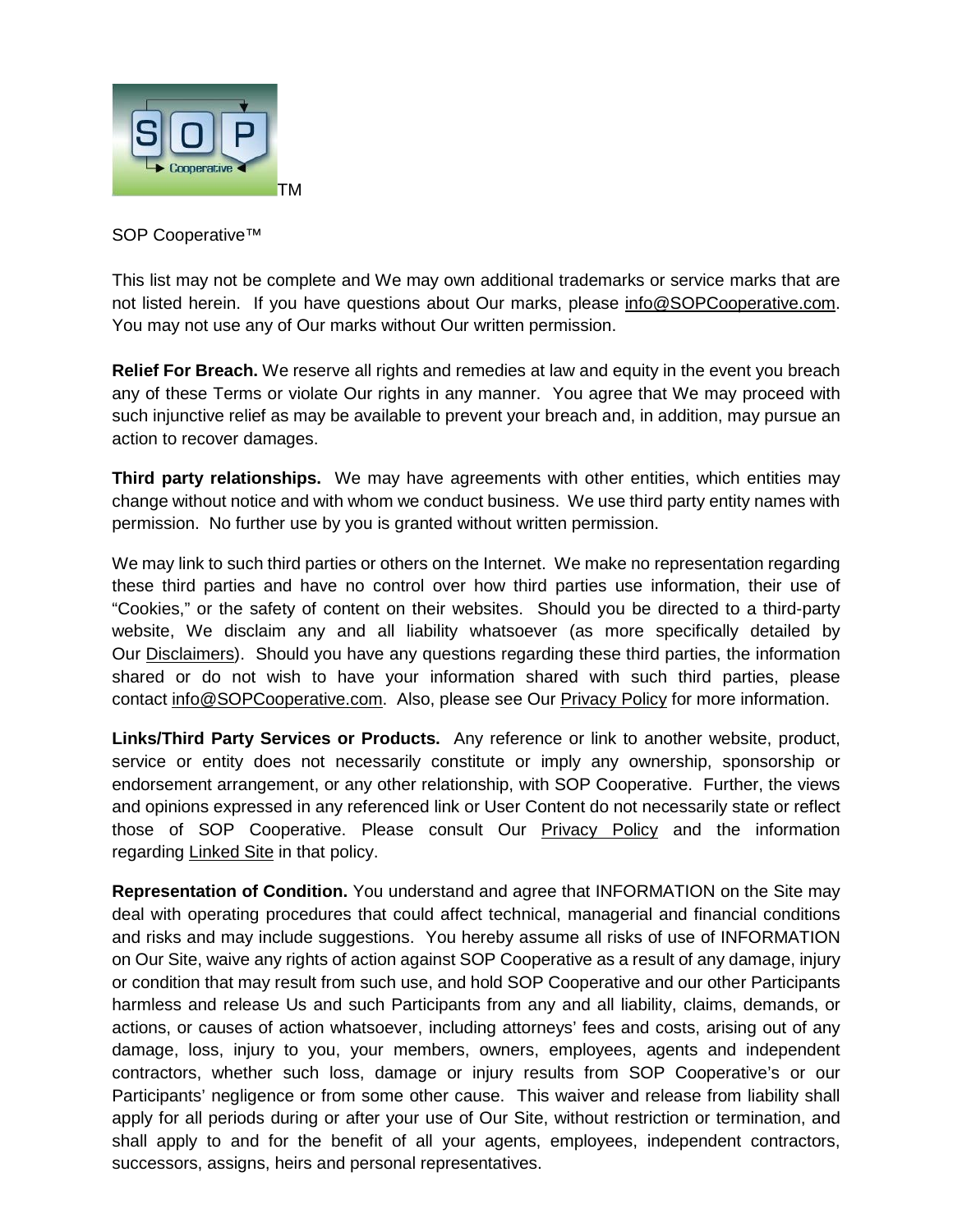TM

SOP Cooperative™

This list may not be complete and We may own additional trademarks or service marks that are not listed herein. If you have questions about Our marks, please info@SOPCooperative.com. You may not use any of Our marks without Our written permission.

**Relief For Breach.** We reserve all rights and remedies at law and equity in the event you breach any of these Terms or violate Our rights in any manner. You agree that We may proceed with such injunctive relief as may be available to prevent your breach and, in addition, may pursue an action to recover damages.

**Third party relationships.** We may have agreements with other entities, which entities may change without notice and with whom we conduct business. We use third party entity names with permission. No further use by you is granted without written permission.

We may link to such third parties or others on the Internet. We make no representation regarding these third parties and have no control over how third parties use information, their use of "Cookies," or the safety of content on their websites. Should you be directed to a third-party website, We disclaim any and all liability whatsoever (as more specifically detailed by Our Disclaimers). Should you have any questions regarding these third parties, the information shared or do not wish to have your information shared with such third parties, please contact info@SOPCooperative.com. Also, please see Our Privacy Policy for more information.

**Links/Third Party Services or Products.** Any reference or link to another website, product, service or entity does not necessarily constitute or imply any ownership, sponsorship or endorsement arrangement, or any other relationship, with SOP Cooperative. Further, the views and opinions expressed in any referenced link or User Content do not necessarily state or reflect those of SOP Cooperative. Please consult Our Privacy Policy and the information regarding Linked Site in that policy.

**Representation of Condition.** You understand and agree that INFORMATION on the Site may deal with operating procedures that could affect technical, managerial and financial conditions and risks and may include suggestions. You hereby assume all risks of use of INFORMATION on Our Site, waive any rights of action against SOP Cooperative as a result of any damage, injury or condition that may result from such use, and hold SOP Cooperative and our other Participants harmless and release Us and such Participants from any and all liability, claims, demands, or actions, or causes of action whatsoever, including attorneys' fees and costs, arising out of any damage, loss, injury to you, your members, owners, employees, agents and independent contractors, whether such loss, damage or injury results from SOP Cooperative's or our Participants' negligence or from some other cause. This waiver and release from liability shall apply for all periods during or after your use of Our Site, without restriction or termination, and shall apply to and for the benefit of all your agents, employees, independent contractors, successors, assigns, heirs and personal representatives.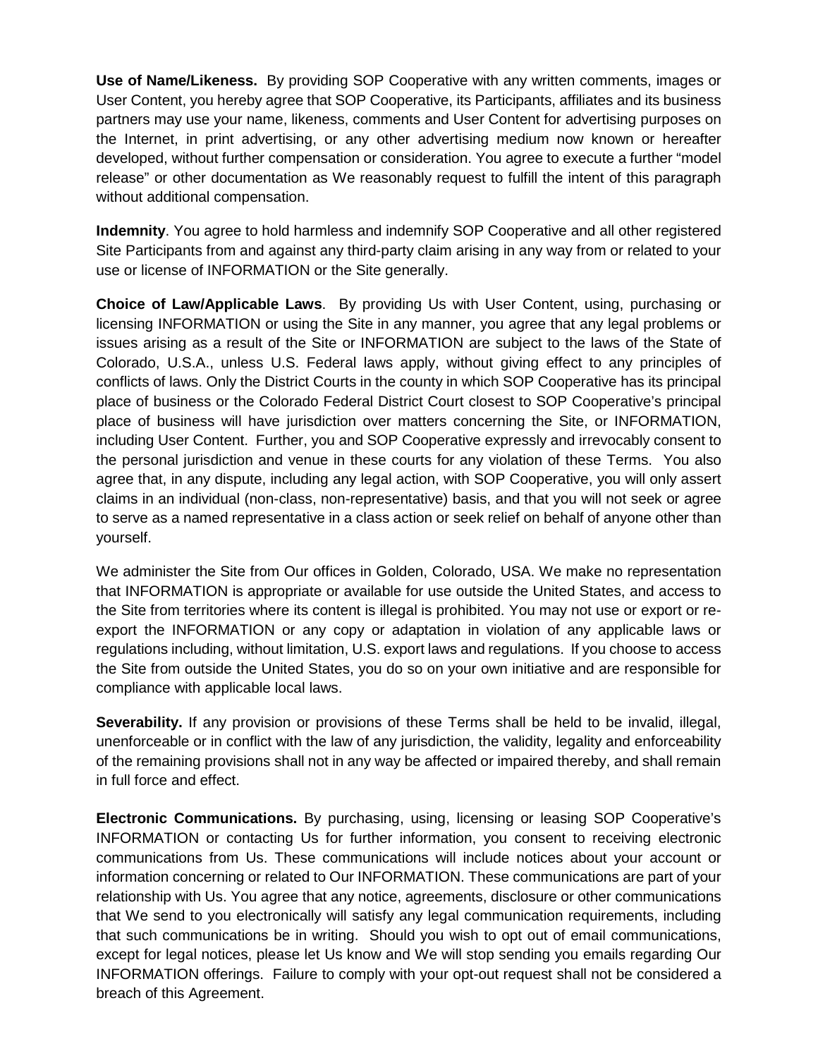**Use of Name/Likeness.** By providing SOP Cooperative with any written comments, images or User Content, you hereby agree that SOP Cooperative, its Participants, affiliates and its business partners may use your name, likeness, comments and User Content for advertising purposes on the Internet, in print advertising, or any other advertising medium now known or hereafter developed, without further compensation or consideration. You agree to execute a further "model release" or other documentation as We reasonably request to fulfill the intent of this paragraph without additional compensation.

**Indemnity**. You agree to hold harmless and indemnify SOP Cooperative and all other registered Site Participants from and against any third-party claim arising in any way from or related to your use or license of INFORMATION or the Site generally.

**Choice of Law/Applicable Laws**. By providing Us with User Content, using, purchasing or licensing INFORMATION or using the Site in any manner, you agree that any legal problems or issues arising as a result of the Site or INFORMATION are subject to the laws of the State of Colorado, U.S.A., unless U.S. Federal laws apply, without giving effect to any principles of conflicts of laws. Only the District Courts in the county in which SOP Cooperative has its principal place of business or the Colorado Federal District Court closest to SOP Cooperative's principal place of business will have jurisdiction over matters concerning the Site, or INFORMATION, including User Content. Further, you and SOP Cooperative expressly and irrevocably consent to the personal jurisdiction and venue in these courts for any violation of these Terms. You also agree that, in any dispute, including any legal action, with SOP Cooperative, you will only assert claims in an individual (non-class, non-representative) basis, and that you will not seek or agree to serve as a named representative in a class action or seek relief on behalf of anyone other than yourself.

We administer the Site from Our offices in Golden, Colorado, USA. We make no representation that INFORMATION is appropriate or available for use outside the United States, and access to the Site from territories where its content is illegal is prohibited. You may not use or export or re-export the INFORMATION or any copy or adaptation in violation of any applicable laws or regulations including, without limitation, U.S. export laws and regulations. If you choose to access the Site from outside the United States, you do so on your own initiative and are responsible for compliance with applicable local laws.

**Severability.** If any provision or provisions of these Terms shall be held to be invalid, illegal, unenforceable or in conflict with the law of any jurisdiction, the validity, legality and enforceability of the remaining provisions shall not in any way be affected or impaired thereby, and shall remain in full force and effect.

**Electronic Communications.** By purchasing, using, licensing or leasing SOP Cooperative's INFORMATION or contacting Us for further information, you consent to receiving electronic communications from Us. These communications will include notices about your account or information concerning or related to Our INFORMATION. These communications are part of your relationship with Us. You agree that any notice, agreements, disclosure or other communications that We send to you electronically will satisfy any legal communication requirements, including that such communications be in writing. Should you wish to opt out of email communications, except for legal notices, please let Us know and We will stop sending you emails regarding Our INFORMATION offerings. Failure to comply with your opt-out request shall not be considered a breach of this Agreement.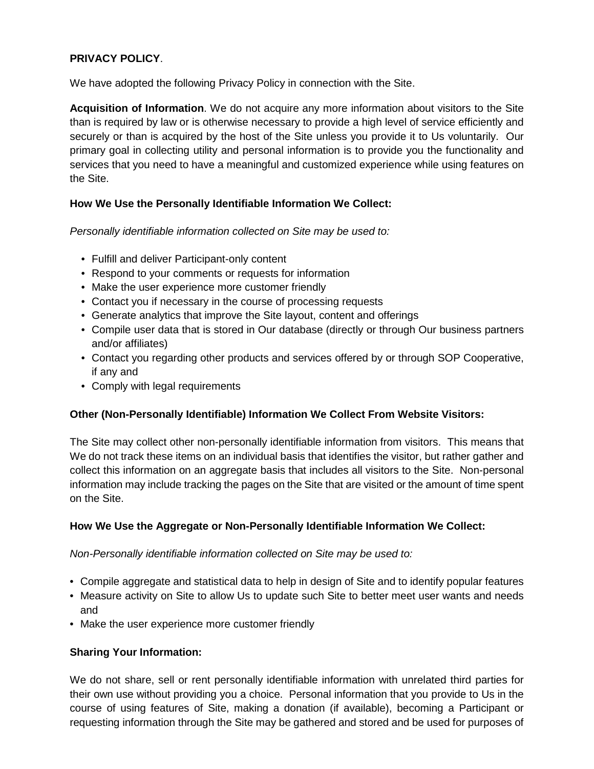**PRIVACY POLICY**.

We have adopted the following Privacy Policy in connection with the Site.

**Acquisition of Information**. We do not acquire any more information about visitors to the Site than is required by law or is otherwise necessary to provide a high level of service efficiently and securely or than is acquired by the host of the Site unless you provide it to Us voluntarily. Our primary goal in collecting utility and personal information is to provide you the functionality and services that you need to have a meaningful and customized experience while using features on the Site.

**How We Use the Personally Identifiable Information We Collect:**

*Personally identifiable information collected on Site may be used to:*

- Fulfill and deliver Participant-only content
- Respond to your comments or requests for information
- Make the user experience more customer friendly
- Contact you if necessary in the course of processing requests
- Generate analytics that improve the Site layout, content and offerings
- Compile user data that is stored in Our database (directly or through Our business partners and/or affiliates)
- Contact you regarding other products and services offered by or through SOP Cooperative, if any and
- Comply with legal requirements

**Other (Non-Personally Identifiable) Information We Collect From Website Visitors:**

The Site may collect other non-personally identifiable information from visitors. This means that We do not track these items on an individual basis that identifies the visitor, but rather gather and collect this information on an aggregate basis that includes all visitors to the Site. Non-personal information may include tracking the pages on the Site that are visited or the amount of time spent on the Site.

**How We Use the Aggregate or Non-Personally Identifiable Information We Collect:**

*Non-Personally identifiable information collected on Site may be used to:*

- Compile aggregate and statistical data to help in design of Site and to identify popular features
- Measure activity on Site to allow Us to update such Site to better meet user wants and needs and
- Make the user experience more customer friendly

**Sharing Your Information:**

We do not share, sell or rent personally identifiable information with unrelated third parties for their own use without providing you a choice. Personal information that you provide to Us in the course of using features of Site, making a donation (if available), becoming a Participant or requesting information through the Site may be gathered and stored and be used for purposes of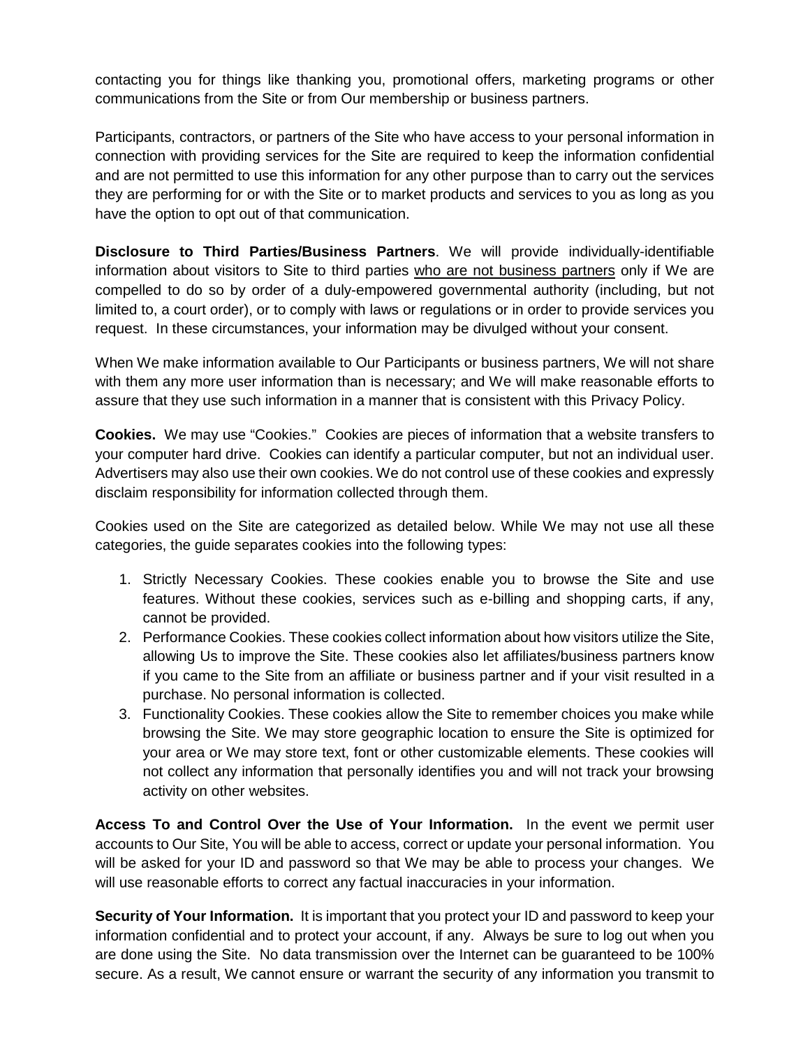contacting you for things like thanking you, promotional offers, marketing programs or other communications from the Site or from Our membership or business partners.

Participants, contractors, or partners of the Site who have access to your personal information in connection with providing services for the Site are required to keep the information confidential and are not permitted to use this information for any other purpose than to carry out the services they are performing for or with the Site or to market products and services to you as long as you have the option to opt out of that communication.

**Disclosure to Third Parties/Business Partners**. We will provide individually-identifiable information about visitors to Site to third parties <u>who are not business partners</u> only if We are compelled to do so by order of a duly-empowered governmental authority (including, but not limited to, a court order), or to comply with laws or regulations or in order to provide services you request. In these circumstances, your information may be divulged without your consent.

When We make information available to Our Participants or business partners, We will not share with them any more user information than is necessary; and We will make reasonable efforts to assure that they use such information in a manner that is consistent with this Privacy Policy.

**Cookies.** We may use "Cookies." Cookies are pieces of information that a website transfers to your computer hard drive. Cookies can identify a particular computer, but not an individual user. Advertisers may also use their own cookies. We do not control use of these cookies and expressly disclaim responsibility for information collected through them.

Cookies used on the Site are categorized as detailed below. While We may not use all these categories, the guide separates cookies into the following types:

1. Strictly Necessary Cookies. These cookies enable you to browse the Site and use features. Without these cookies, services such as e-billing and shopping carts, if any, cannot be provided.
2. Performance Cookies. These cookies collect information about how visitors utilize the Site, allowing Us to improve the Site. These cookies also let affiliates/business partners know if you came to the Site from an affiliate or business partner and if your visit resulted in a purchase. No personal information is collected.
3. Functionality Cookies. These cookies allow the Site to remember choices you make while browsing the Site. We may store geographic location to ensure the Site is optimized for your area or We may store text, font or other customizable elements. These cookies will not collect any information that personally identifies you and will not track your browsing activity on other websites.

**Access To and Control Over the Use of Your Information.** In the event we permit user accounts to Our Site, You will be able to access, correct or update your personal information. You will be asked for your ID and password so that We may be able to process your changes. We will use reasonable efforts to correct any factual inaccuracies in your information.

**Security of Your Information.** It is important that you protect your ID and password to keep your information confidential and to protect your account, if any. Always be sure to log out when you are done using the Site. No data transmission over the Internet can be guaranteed to be 100% secure. As a result, We cannot ensure or warrant the security of any information you transmit to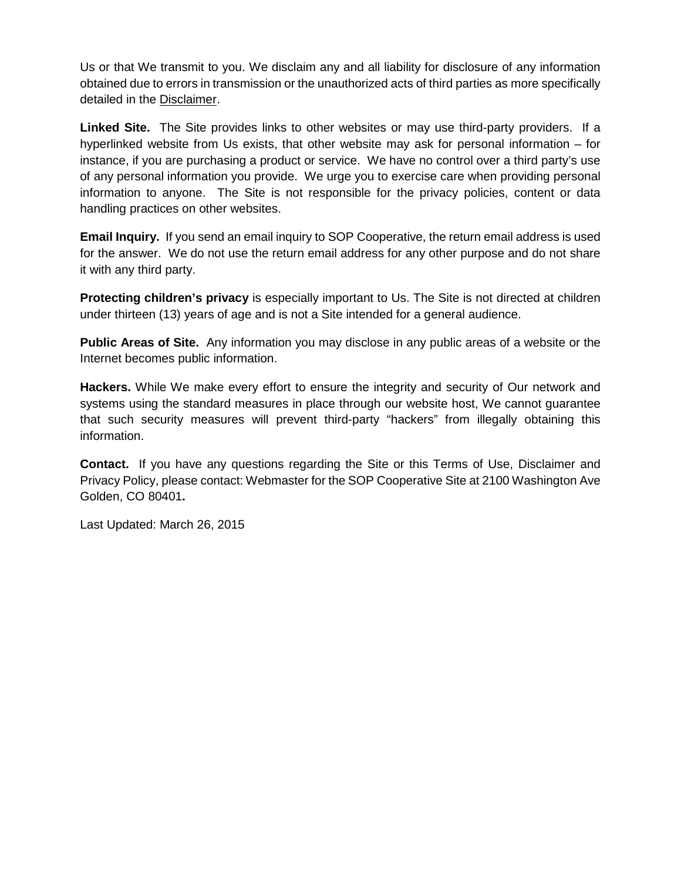Us or that We transmit to you. We disclaim any and all liability for disclosure of any information obtained due to errors in transmission or the unauthorized acts of third parties as more specifically detailed in the Disclaimer.

**Linked Site.** The Site provides links to other websites or may use third-party providers. If a hyperlinked website from Us exists, that other website may ask for personal information – for instance, if you are purchasing a product or service. We have no control over a third party's use of any personal information you provide. We urge you to exercise care when providing personal information to anyone. The Site is not responsible for the privacy policies, content or data handling practices on other websites.

**Email Inquiry.** If you send an email inquiry to SOP Cooperative, the return email address is used for the answer. We do not use the return email address for any other purpose and do not share it with any third party.

**Protecting children's privacy** is especially important to Us. The Site is not directed at children under thirteen (13) years of age and is not a Site intended for a general audience.

**Public Areas of Site.** Any information you may disclose in any public areas of a website or the Internet becomes public information.

**Hackers.** While We make every effort to ensure the integrity and security of Our network and systems using the standard measures in place through our website host, We cannot guarantee that such security measures will prevent third-party "hackers" from illegally obtaining this information.

**Contact.** If you have any questions regarding the Site or this Terms of Use, Disclaimer and Privacy Policy, please contact: Webmaster for the SOP Cooperative Site at 2100 Washington Ave Golden, CO 80401**.**

Last Updated: March 26, 2015